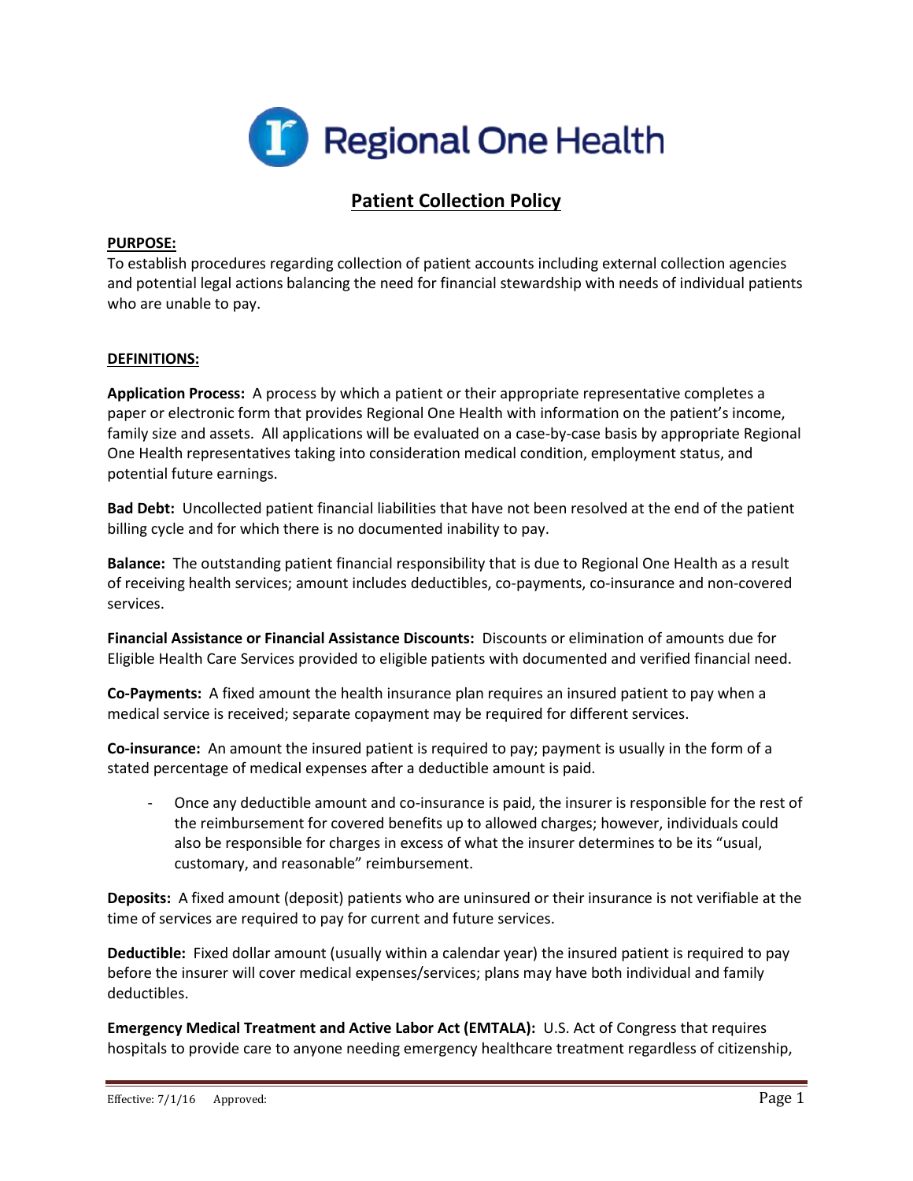Regional One Health

# Patient Collection Policy

**PURPOSE:**

To establish procedures regarding collection of patient accounts including external collection agencies and potential legal actions balancing the need for financial stewardship with needs of individual patients who are unable to pay.

**DEFINITIONS:**

**Application Process:** A process by which a patient or their appropriate representative completes a paper or electronic form that provides Regional One Health with information on the patient's income, family size and assets. All applications will be evaluated on a case-by-case basis by appropriate Regional One Health representatives taking into consideration medical condition, employment status, and potential future earnings.

**Bad Debt:** Uncollected patient financial liabilities that have not been resolved at the end of the patient billing cycle and for which there is no documented inability to pay.

**Balance:** The outstanding patient financial responsibility that is due to Regional One Health as a result of receiving health services; amount includes deductibles, co-payments, co-insurance and non-covered services.

**Financial Assistance or Financial Assistance Discounts:** Discounts or elimination of amounts due for Eligible Health Care Services provided to eligible patients with documented and verified financial need.

**Co-Payments:** A fixed amount the health insurance plan requires an insured patient to pay when a medical service is received; separate copayment may be required for different services.

**Co-insurance:** An amount the insured patient is required to pay; payment is usually in the form of a stated percentage of medical expenses after a deductible amount is paid.

- Once any deductible amount and co-insurance is paid, the insurer is responsible for the rest of the reimbursement for covered benefits up to allowed charges; however, individuals could also be responsible for charges in excess of what the insurer determines to be its "usual, customary, and reasonable" reimbursement.

**Deposits:** A fixed amount (deposit) patients who are uninsured or their insurance is not verifiable at the time of services are required to pay for current and future services.

**Deductible:** Fixed dollar amount (usually within a calendar year) the insured patient is required to pay before the insurer will cover medical expenses/services; plans may have both individual and family deductibles.

**Emergency Medical Treatment and Active Labor Act (EMTALA):** U.S. Act of Congress that requires hospitals to provide care to anyone needing emergency healthcare treatment regardless of citizenship,

Effective: 7/1/16 Approved: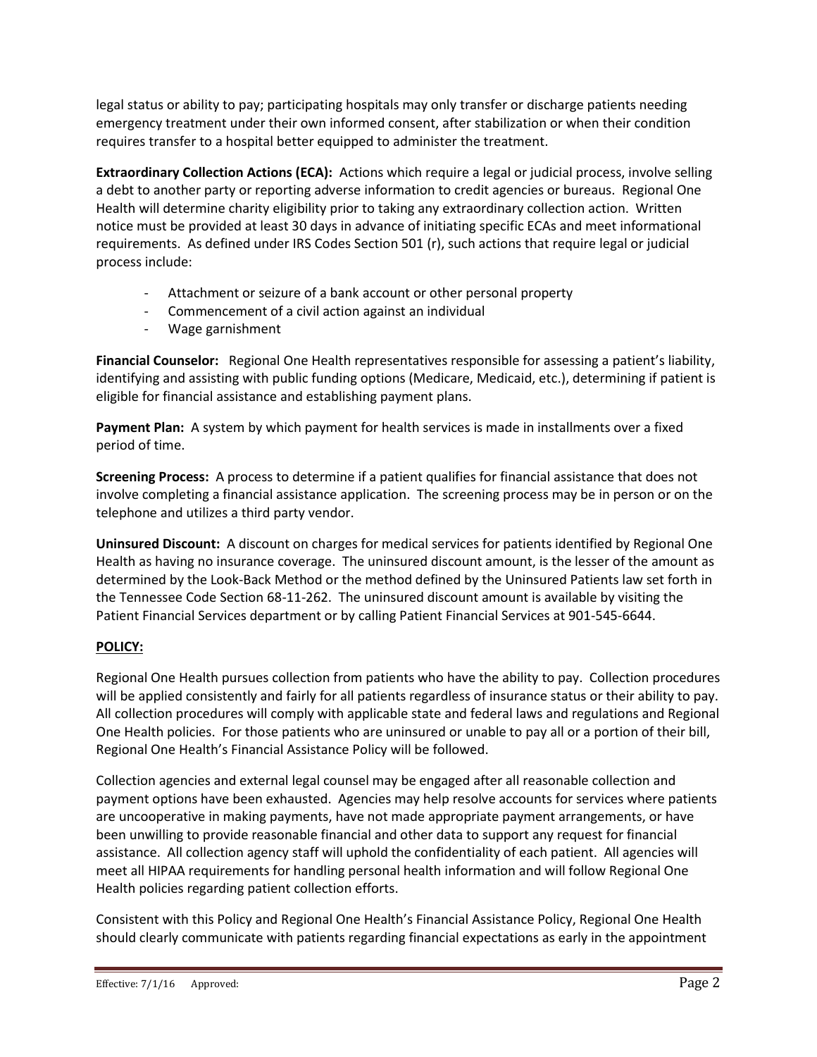legal status or ability to pay; participating hospitals may only transfer or discharge patients needing emergency treatment under their own informed consent, after stabilization or when their condition requires transfer to a hospital better equipped to administer the treatment.

**Extraordinary Collection Actions (ECA):** Actions which require a legal or judicial process, involve selling a debt to another party or reporting adverse information to credit agencies or bureaus. Regional One Health will determine charity eligibility prior to taking any extraordinary collection action. Written notice must be provided at least 30 days in advance of initiating specific ECAs and meet informational requirements. As defined under IRS Codes Section 501 (r), such actions that require legal or judicial process include:

- Attachment or seizure of a bank account or other personal property
- Commencement of a civil action against an individual
- Wage garnishment

**Financial Counselor:** Regional One Health representatives responsible for assessing a patient's liability, identifying and assisting with public funding options (Medicare, Medicaid, etc.), determining if patient is eligible for financial assistance and establishing payment plans.

**Payment Plan:** A system by which payment for health services is made in installments over a fixed period of time.

**Screening Process:** A process to determine if a patient qualifies for financial assistance that does not involve completing a financial assistance application. The screening process may be in person or on the telephone and utilizes a third party vendor.

**Uninsured Discount:** A discount on charges for medical services for patients identified by Regional One Health as having no insurance coverage. The uninsured discount amount, is the lesser of the amount as determined by the Look-Back Method or the method defined by the Uninsured Patients law set forth in the Tennessee Code Section 68-11-262. The uninsured discount amount is available by visiting the Patient Financial Services department or by calling Patient Financial Services at 901-545-6644.

**POLICY:**

Regional One Health pursues collection from patients who have the ability to pay. Collection procedures will be applied consistently and fairly for all patients regardless of insurance status or their ability to pay. All collection procedures will comply with applicable state and federal laws and regulations and Regional One Health policies. For those patients who are uninsured or unable to pay all or a portion of their bill, Regional One Health's Financial Assistance Policy will be followed.

Collection agencies and external legal counsel may be engaged after all reasonable collection and payment options have been exhausted. Agencies may help resolve accounts for services where patients are uncooperative in making payments, have not made appropriate payment arrangements, or have been unwilling to provide reasonable financial and other data to support any request for financial assistance. All collection agency staff will uphold the confidentiality of each patient. All agencies will meet all HIPAA requirements for handling personal health information and will follow Regional One Health policies regarding patient collection efforts.

Consistent with this Policy and Regional One Health's Financial Assistance Policy, Regional One Health should clearly communicate with patients regarding financial expectations as early in the appointment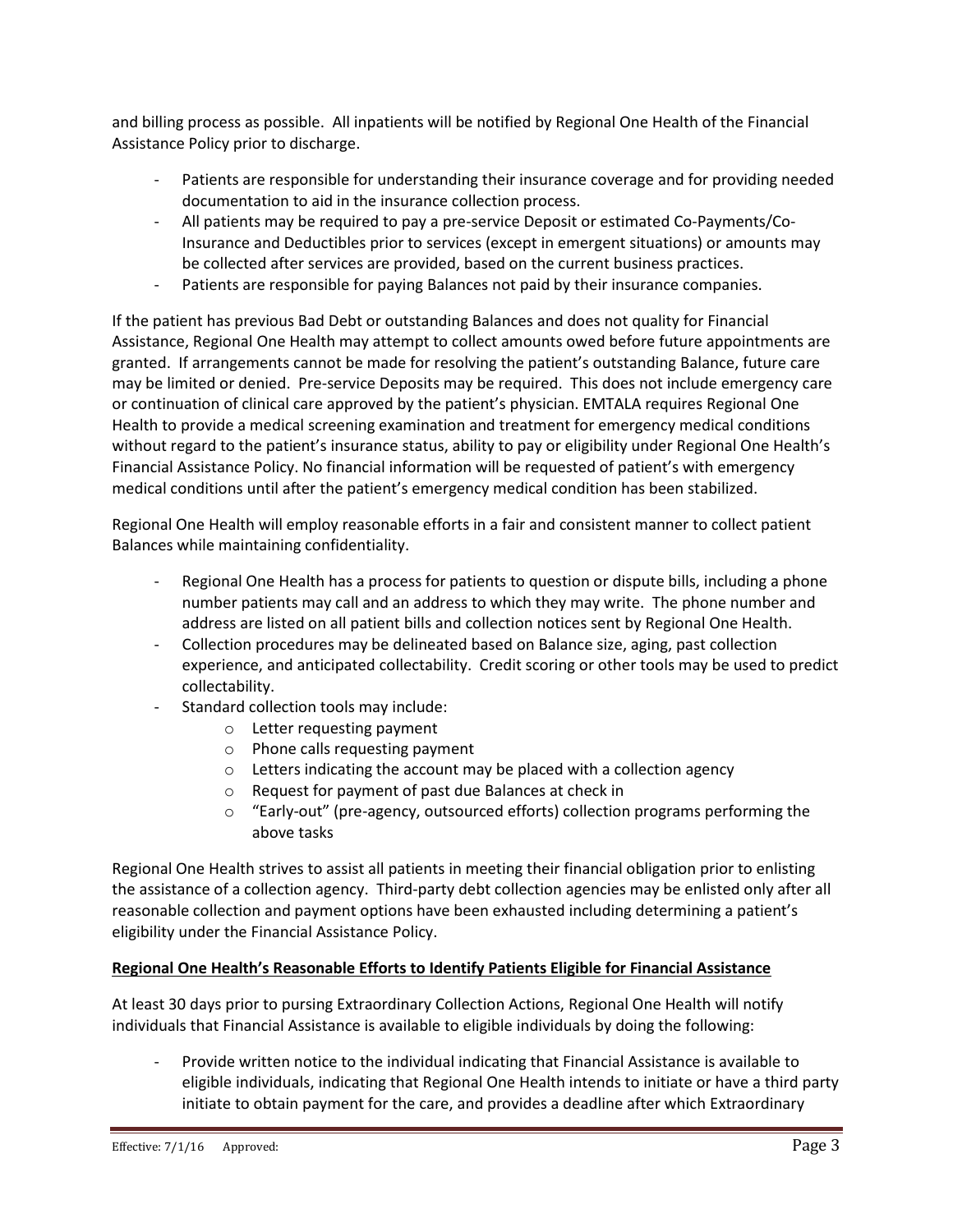and billing process as possible. All inpatients will be notified by Regional One Health of the Financial Assistance Policy prior to discharge.

- Patients are responsible for understanding their insurance coverage and for providing needed documentation to aid in the insurance collection process.
- All patients may be required to pay a pre-service Deposit or estimated Co-Payments/Co-Insurance and Deductibles prior to services (except in emergent situations) or amounts may be collected after services are provided, based on the current business practices.
- Patients are responsible for paying Balances not paid by their insurance companies.

If the patient has previous Bad Debt or outstanding Balances and does not quality for Financial Assistance, Regional One Health may attempt to collect amounts owed before future appointments are granted. If arrangements cannot be made for resolving the patient's outstanding Balance, future care may be limited or denied. Pre-service Deposits may be required. This does not include emergency care or continuation of clinical care approved by the patient's physician. EMTALA requires Regional One Health to provide a medical screening examination and treatment for emergency medical conditions without regard to the patient's insurance status, ability to pay or eligibility under Regional One Health's Financial Assistance Policy. No financial information will be requested of patient's with emergency medical conditions until after the patient's emergency medical condition has been stabilized.

Regional One Health will employ reasonable efforts in a fair and consistent manner to collect patient Balances while maintaining confidentiality.

- Regional One Health has a process for patients to question or dispute bills, including a phone number patients may call and an address to which they may write. The phone number and address are listed on all patient bills and collection notices sent by Regional One Health.
- Collection procedures may be delineated based on Balance size, aging, past collection experience, and anticipated collectability. Credit scoring or other tools may be used to predict collectability.
- Standard collection tools may include:
  - Letter requesting payment
  - Phone calls requesting payment
  - Letters indicating the account may be placed with a collection agency
  - Request for payment of past due Balances at check in
  - "Early-out" (pre-agency, outsourced efforts) collection programs performing the above tasks

Regional One Health strives to assist all patients in meeting their financial obligation prior to enlisting the assistance of a collection agency. Third-party debt collection agencies may be enlisted only after all reasonable collection and payment options have been exhausted including determining a patient's eligibility under the Financial Assistance Policy.

**<u>Regional One Health's Reasonable Efforts to Identify Patients Eligible for Financial Assistance</u>**

At least 30 days prior to pursing Extraordinary Collection Actions, Regional One Health will notify individuals that Financial Assistance is available to eligible individuals by doing the following:

- Provide written notice to the individual indicating that Financial Assistance is available to eligible individuals, indicating that Regional One Health intends to initiate or have a third party initiate to obtain payment for the care, and provides a deadline after which Extraordinary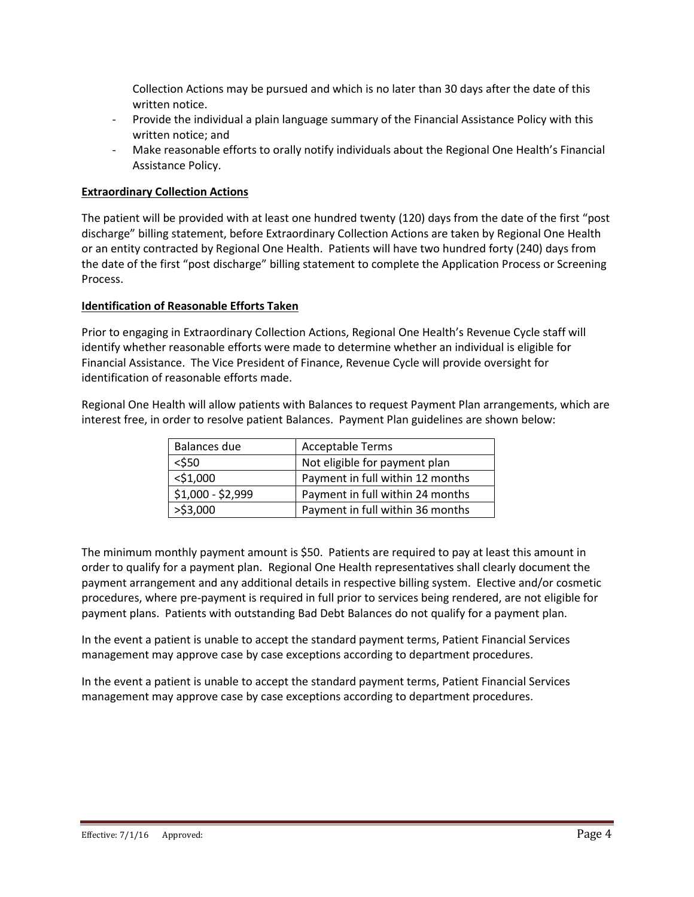Collection Actions may be pursued and which is no later than 30 days after the date of this written notice.

- Provide the individual a plain language summary of the Financial Assistance Policy with this written notice; and
- Make reasonable efforts to orally notify individuals about the Regional One Health's Financial Assistance Policy.

**Extraordinary Collection Actions**

The patient will be provided with at least one hundred twenty (120) days from the date of the first "post discharge" billing statement, before Extraordinary Collection Actions are taken by Regional One Health or an entity contracted by Regional One Health. Patients will have two hundred forty (240) days from the date of the first "post discharge" billing statement to complete the Application Process or Screening Process.

**Identification of Reasonable Efforts Taken**

Prior to engaging in Extraordinary Collection Actions, Regional One Health's Revenue Cycle staff will identify whether reasonable efforts were made to determine whether an individual is eligible for Financial Assistance. The Vice President of Finance, Revenue Cycle will provide oversight for identification of reasonable efforts made.

Regional One Health will allow patients with Balances to request Payment Plan arrangements, which are interest free, in order to resolve patient Balances. Payment Plan guidelines are shown below:

| Balances due | Acceptable Terms |
|---|---|
| <$50 | Not eligible for payment plan |
| <$1,000 | Payment in full within 12 months |
| $1,000 - $2,999 | Payment in full within 24 months |
| >$3,000 | Payment in full within 36 months |

The minimum monthly payment amount is $50. Patients are required to pay at least this amount in order to qualify for a payment plan. Regional One Health representatives shall clearly document the payment arrangement and any additional details in respective billing system. Elective and/or cosmetic procedures, where pre-payment is required in full prior to services being rendered, are not eligible for payment plans. Patients with outstanding Bad Debt Balances do not qualify for a payment plan.

In the event a patient is unable to accept the standard payment terms, Patient Financial Services management may approve case by case exceptions according to department procedures.

In the event a patient is unable to accept the standard payment terms, Patient Financial Services management may approve case by case exceptions according to department procedures.

Effective: 7/1/16 Approved: